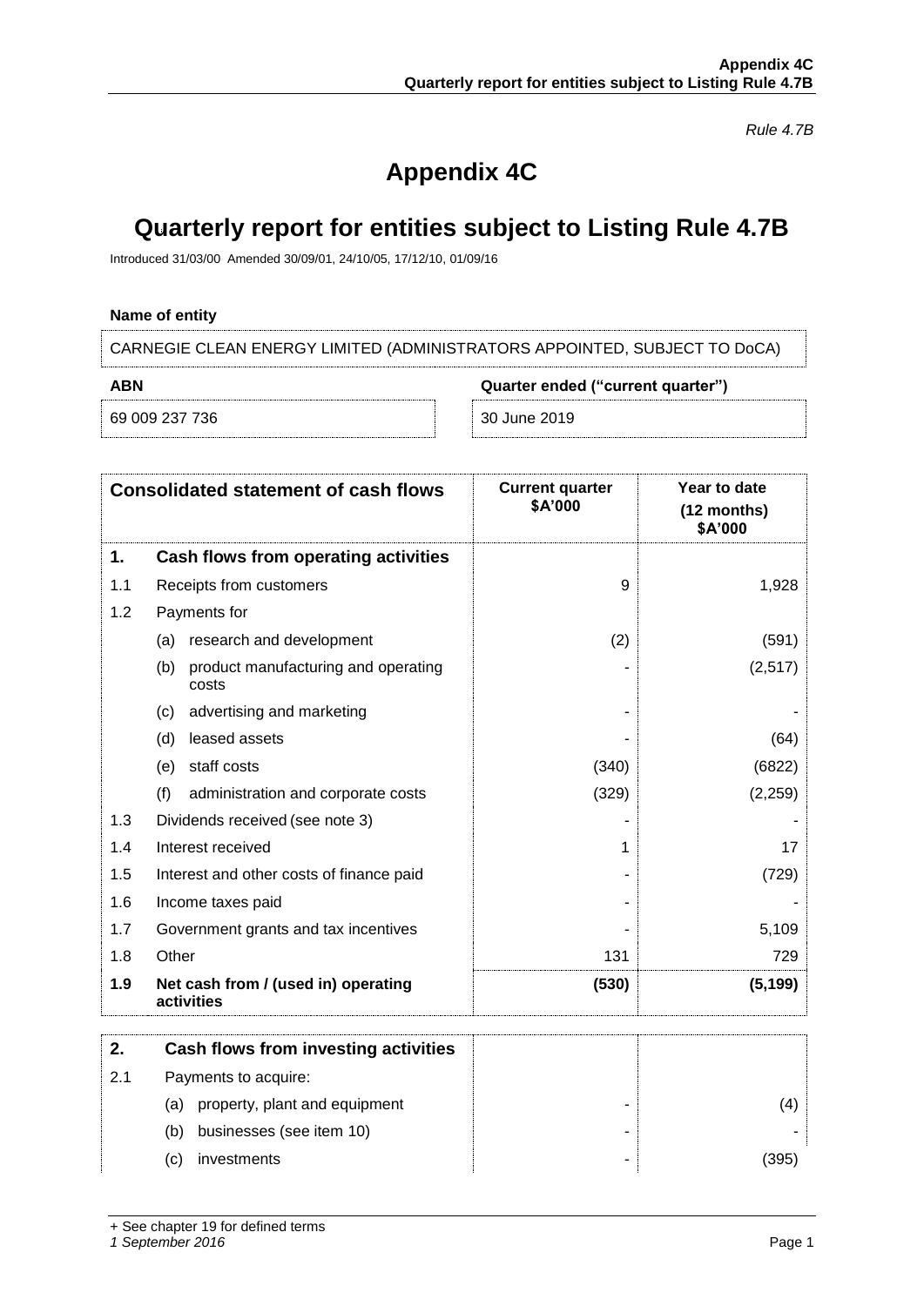*Rule 4.7B*

# Appendix 4C

# Quarterly report for entities subject to Listing Rule 4.7B

Introduced 31/03/00 Amended 30/09/01, 24/10/05, 17/12/10, 01/09/16

**Name of entity**

CARNEGIE CLEAN ENERGY LIMITED (ADMINISTRATORS APPOINTED, SUBJECT TO DoCA)

| ABN | Quarter ended ("current quarter") |
|---|---|
| 69 009 237 736 | 30 June 2019 |

| | **Consolidated statement of cash flows** | **Current quarter $A'000** | **Year to date (12 months) $A'000** |
|---|---|---|---|
| **1.** | **Cash flows from operating activities** | | |
| 1.1 | Receipts from customers | 9 | 1,928 |
| 1.2 | Payments for | | |
| | (a) research and development | (2) | (591) |
| | (b) product manufacturing and operating costs | - | (2,517) |
| | (c) advertising and marketing | - | - |
| | (d) leased assets | - | (64) |
| | (e) staff costs | (340) | (6822) |
| | (f) administration and corporate costs | (329) | (2,259) |
| 1.3 | Dividends received (see note 3) | - | - |
| 1.4 | Interest received | 1 | 17 |
| 1.5 | Interest and other costs of finance paid | - | (729) |
| 1.6 | Income taxes paid | - | - |
| 1.7 | Government grants and tax incentives | - | 5,109 |
| 1.8 | Other | 131 | 729 |
| **1.9** | **Net cash from / (used in) operating activities** | **(530)** | **(5,199)** |

| | | | |
|---|---|---|---|
| **2.** | **Cash flows from investing activities** | | |
| 2.1 | Payments to acquire: | | |
| | (a) property, plant and equipment | - | (4) |
| | (b) businesses (see item 10) | - | - |
| | (c) investments | - | (395) |

+ See chapter 19 for defined terms
*1 September 2016*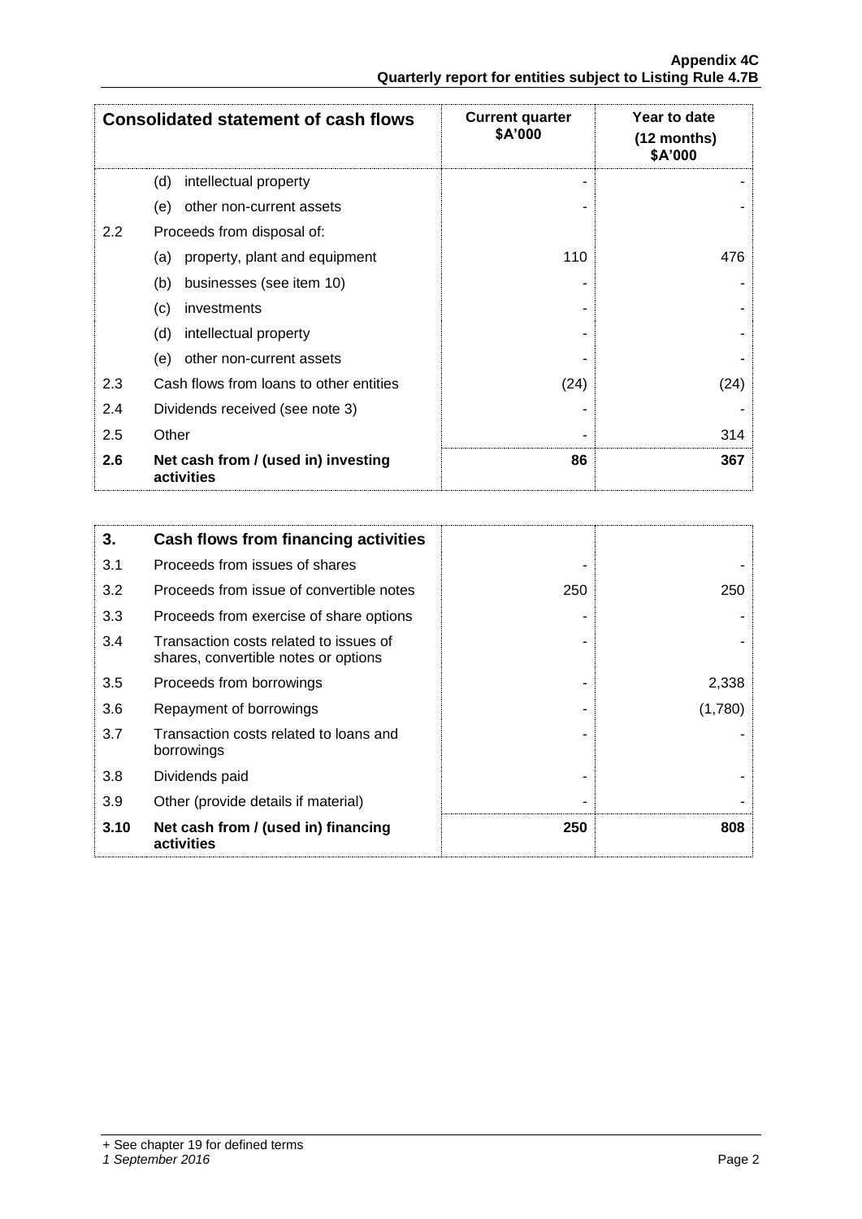| Consolidated statement of cash flows | | Current quarter $A'000 | Year to date (12 months) $A'000 |
|---|---|---|---|
| | (d) intellectual property | - | - |
| | (e) other non-current assets | - | - |
| 2.2 | Proceeds from disposal of: | | |
| | (a) property, plant and equipment | 110 | 476 |
| | (b) businesses (see item 10) | - | - |
| | (c) investments | - | - |
| | (d) intellectual property | - | - |
| | (e) other non-current assets | - | - |
| 2.3 | Cash flows from loans to other entities | (24) | (24) |
| 2.4 | Dividends received (see note 3) | - | - |
| 2.5 | Other | - | 314 |
| **2.6** | **Net cash from / (used in) investing activities** | **86** | **367** |

| **3.** | **Cash flows from financing activities** | | |
|---|---|---|---|
| 3.1 | Proceeds from issues of shares | - | - |
| 3.2 | Proceeds from issue of convertible notes | 250 | 250 |
| 3.3 | Proceeds from exercise of share options | - | - |
| 3.4 | Transaction costs related to issues of shares, convertible notes or options | - | - |
| 3.5 | Proceeds from borrowings | - | 2,338 |
| 3.6 | Repayment of borrowings | - | (1,780) |
| 3.7 | Transaction costs related to loans and borrowings | - | - |
| 3.8 | Dividends paid | - | - |
| 3.9 | Other (provide details if material) | - | - |
| **3.10** | **Net cash from / (used in) financing activities** | **250** | **808** |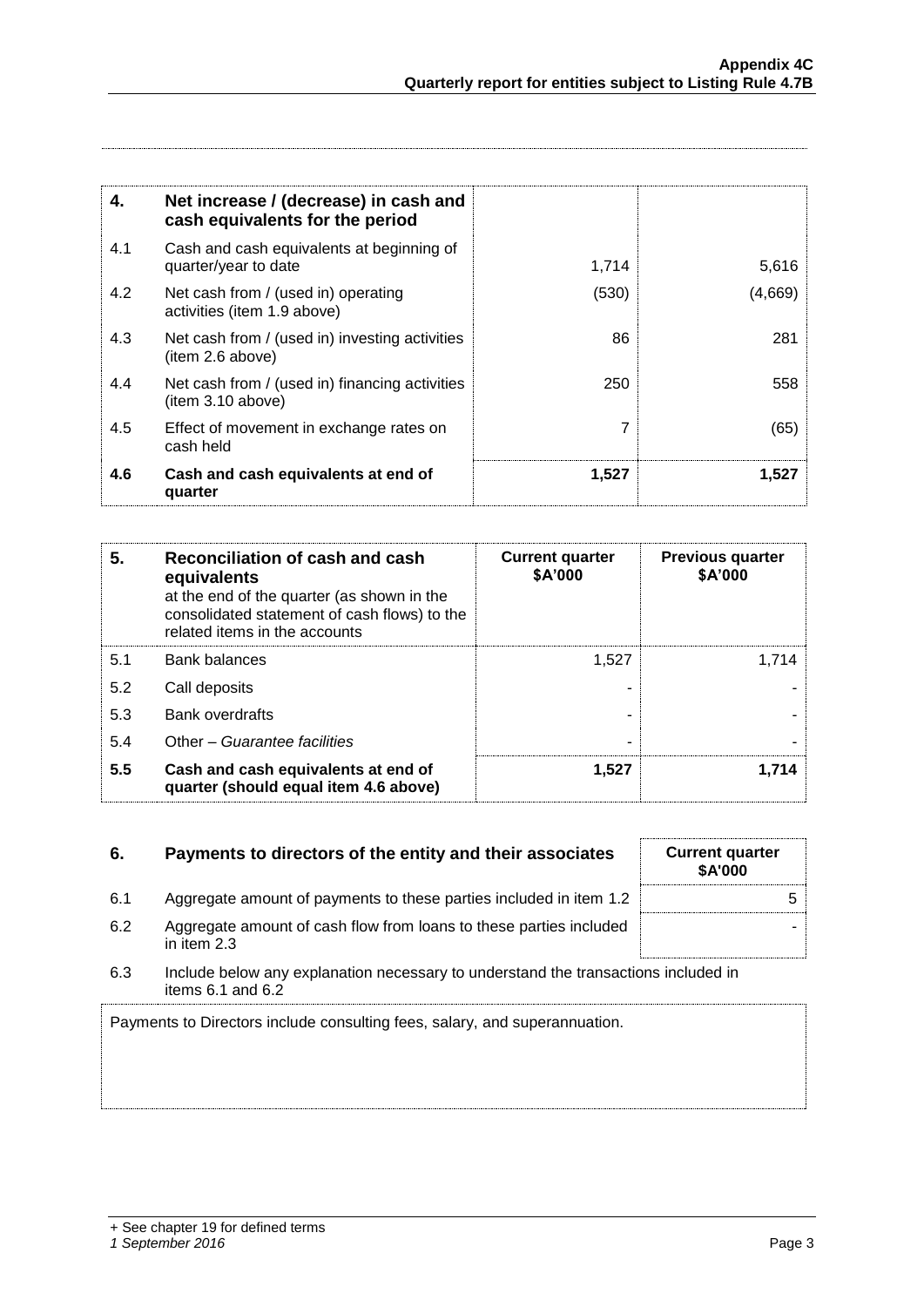| 4. | Net increase / (decrease) in cash and cash equivalents for the period | | |
|---|---|---|---|
| 4.1 | Cash and cash equivalents at beginning of quarter/year to date | 1,714 | 5,616 |
| 4.2 | Net cash from / (used in) operating activities (item 1.9 above) | (530) | (4,669) |
| 4.3 | Net cash from / (used in) investing activities (item 2.6 above) | 86 | 281 |
| 4.4 | Net cash from / (used in) financing activities (item 3.10 above) | 250 | 558 |
| 4.5 | Effect of movement in exchange rates on cash held | 7 | (65) |
| **4.6** | **Cash and cash equivalents at end of quarter** | **1,527** | **1,527** |

| 5. | **Reconciliation of cash and cash equivalents** at the end of the quarter (as shown in the consolidated statement of cash flows) to the related items in the accounts | **Current quarter $A'000** | **Previous quarter $A'000** |
|---|---|---|---|
| 5.1 | Bank balances | 1,527 | 1,714 |
| 5.2 | Call deposits | - | - |
| 5.3 | Bank overdrafts | - | - |
| 5.4 | Other – *Guarantee facilities* | - | - |
| **5.5** | **Cash and cash equivalents at end of quarter (should equal item 4.6 above)** | **1,527** | **1,714** |

| 6. | **Payments to directors of the entity and their associates** | **Current quarter $A'000** |
|---|---|---|
| 6.1 | Aggregate amount of payments to these parties included in item 1.2 | 5 |
| 6.2 | Aggregate amount of cash flow from loans to these parties included in item 2.3 | - |

6.3 Include below any explanation necessary to understand the transactions included in items 6.1 and 6.2

Payments to Directors include consulting fees, salary, and superannuation.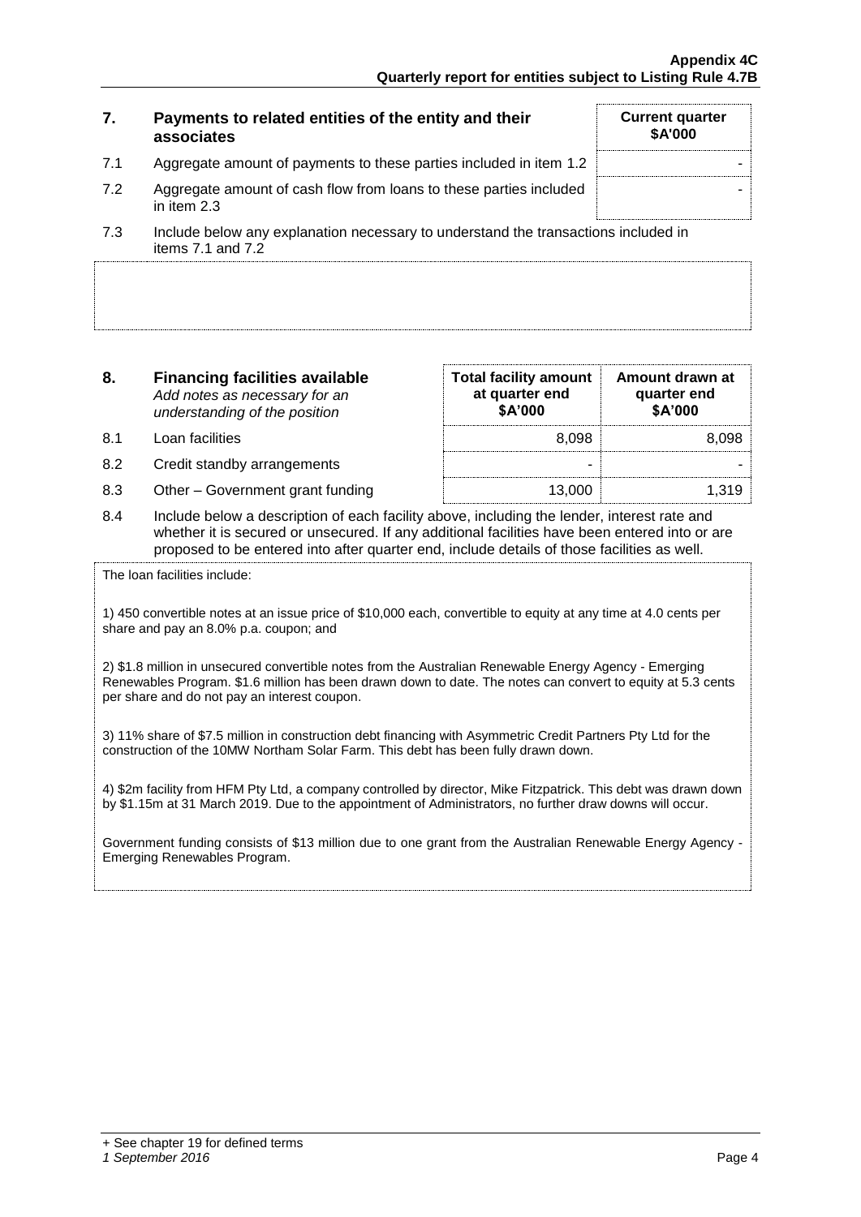| 7. | Payments to related entities of the entity and their associates | Current quarter $A'000 |
|---|---|---|
| 7.1 | Aggregate amount of payments to these parties included in item 1.2 | - |
| 7.2 | Aggregate amount of cash flow from loans to these parties included in item 2.3 | - |

7.3 Include below any explanation necessary to understand the transactions included in items 7.1 and 7.2

| 8. | **Financing facilities available** *Add notes as necessary for an understanding of the position* | Total facility amount at quarter end $A'000 | Amount drawn at quarter end $A'000 |
|---|---|---|---|
| 8.1 | Loan facilities | 8,098 | 8,098 |
| 8.2 | Credit standby arrangements | - | - |
| 8.3 | Other – Government grant funding | 13,000 | 1,319 |

8.4 Include below a description of each facility above, including the lender, interest rate and whether it is secured or unsecured. If any additional facilities have been entered into or are proposed to be entered into after quarter end, include details of those facilities as well.

The loan facilities include:

1) 450 convertible notes at an issue price of $10,000 each, convertible to equity at any time at 4.0 cents per share and pay an 8.0% p.a. coupon; and

2) $1.8 million in unsecured convertible notes from the Australian Renewable Energy Agency - Emerging Renewables Program. $1.6 million has been drawn down to date. The notes can convert to equity at 5.3 cents per share and do not pay an interest coupon.

3) 11% share of $7.5 million in construction debt financing with Asymmetric Credit Partners Pty Ltd for the construction of the 10MW Northam Solar Farm. This debt has been fully drawn down.

4) $2m facility from HFM Pty Ltd, a company controlled by director, Mike Fitzpatrick. This debt was drawn down by $1.15m at 31 March 2019. Due to the appointment of Administrators, no further draw downs will occur.

Government funding consists of $13 million due to one grant from the Australian Renewable Energy Agency - Emerging Renewables Program.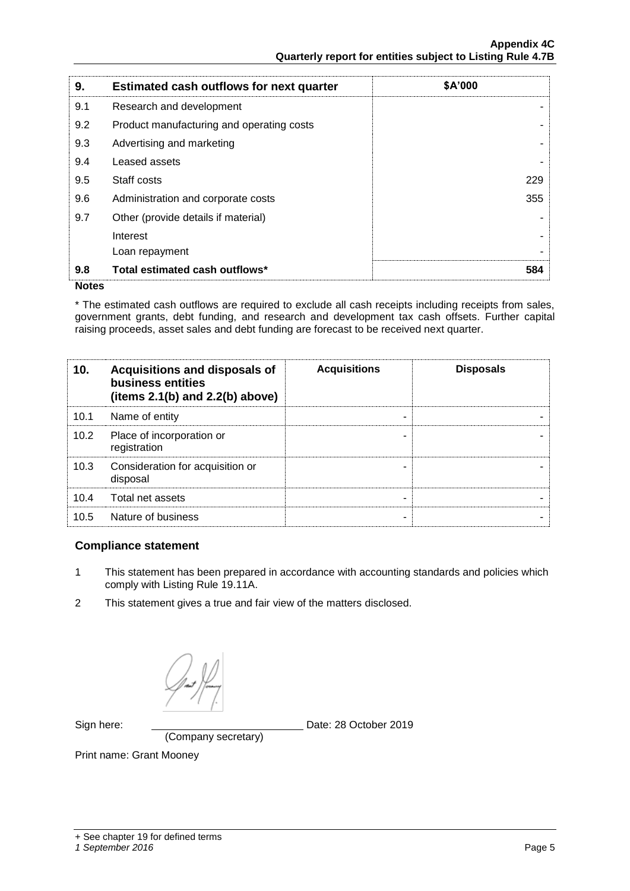| 9. | Estimated cash outflows for next quarter | $A'000 |
|---|---|---|
| 9.1 | Research and development | - |
| 9.2 | Product manufacturing and operating costs | - |
| 9.3 | Advertising and marketing | - |
| 9.4 | Leased assets | - |
| 9.5 | Staff costs | 229 |
| 9.6 | Administration and corporate costs | 355 |
| 9.7 | Other (provide details if material) | - |
| | Interest | - |
| | Loan repayment | - |
| 9.8 | **Total estimated cash outflows*** | **584** |

**Notes**

* The estimated cash outflows are required to exclude all cash receipts including receipts from sales, government grants, debt funding, and research and development tax cash offsets. Further capital raising proceeds, asset sales and debt funding are forecast to be received next quarter.

| 10. | Acquisitions and disposals of business entities (items 2.1(b) and 2.2(b) above) | Acquisitions | Disposals |
|---|---|---|---|
| 10.1 | Name of entity | - | - |
| 10.2 | Place of incorporation or registration | - | - |
| 10.3 | Consideration for acquisition or disposal | - | - |
| 10.4 | Total net assets | - | - |
| 10.5 | Nature of business | - | - |

## Compliance statement

1 This statement has been prepared in accordance with accounting standards and policies which comply with Listing Rule 19.11A.

2 This statement gives a true and fair view of the matters disclosed.

Sign here: ____________________ Date: 28 October 2019

(Company secretary)

Print name: Grant Mooney

+ See chapter 19 for defined terms

*1 September 2016*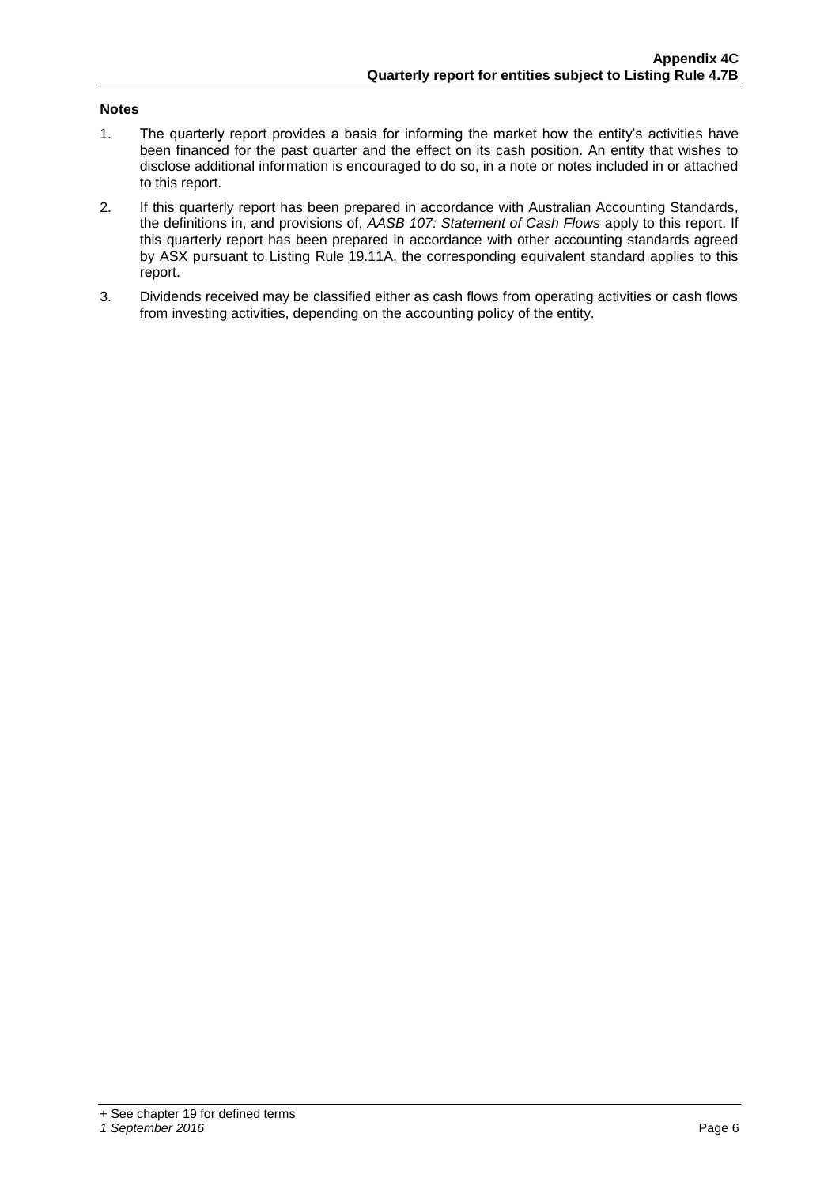**Notes**

1. The quarterly report provides a basis for informing the market how the entity's activities have been financed for the past quarter and the effect on its cash position. An entity that wishes to disclose additional information is encouraged to do so, in a note or notes included in or attached to this report.
2. If this quarterly report has been prepared in accordance with Australian Accounting Standards, the definitions in, and provisions of, *AASB 107: Statement of Cash Flows* apply to this report. If this quarterly report has been prepared in accordance with other accounting standards agreed by ASX pursuant to Listing Rule 19.11A, the corresponding equivalent standard applies to this report.
3. Dividends received may be classified either as cash flows from operating activities or cash flows from investing activities, depending on the accounting policy of the entity.